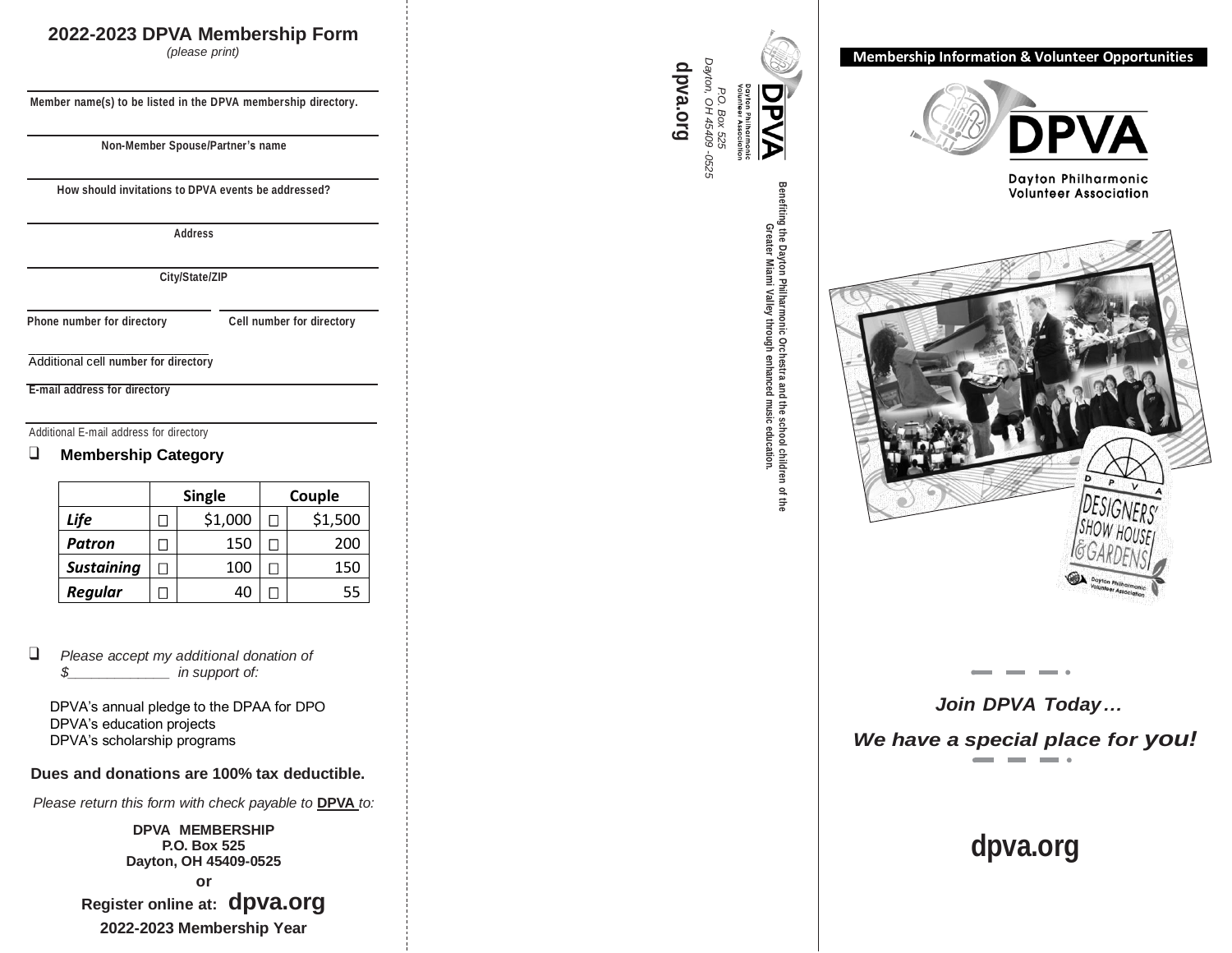## 2022-2023 DPVA Membership Form

*(please print)*

**Member name(s) to be listed in the DPVA membership directory.**

**Non-Member Spouse/Partner's name**

**How should invitations to DPVA events be addressed?**

**Address**

**City/State/ZIP**

**Phone number for directory** **Cell number for directory**

Additional cell number for directory

**E-mail address for directory**

Additional E-mail address for directory

❑ **Membership Category**

| | Single | | Couple | |
|---|---|---|---|---|
| ***Life*** | ☐ | $1,000 | ☐ | $1,500 |
| ***Patron*** | ☐ | 150 | ☐ | 200 |
| ***Sustaining*** | ☐ | 100 | ☐ | 150 |
| ***Regular*** | ☐ | 40 | ☐ | 55 |

❑ *Please accept my additional donation of $_____________ in support of:*

DPVA's annual pledge to the DPAA for DPO
DPVA's education projects
DPVA's scholarship programs

**Dues and donations are 100% tax deductible.**

*Please return this form with check payable to* **DPVA** *to:*

**DPVA MEMBERSHIP**
**P.O. Box 525**
**Dayton, OH 45409-0525**

**or**

**Register online at: dpva.org**

**2022-2023 Membership Year**

DPVA
Dayton Philharmonic Volunteer Association

*P.O. Box 525*
*Dayton, OH 45409-0525*

**dpva.org**

**Benefiting the Dayton Philharmonic Orchestra and the school children of the Greater Miami Valley through enhanced music education.**

**Membership Information & Volunteer Opportunities**

DPVA
Dayton Philharmonic Volunteer Association

***Join DPVA Today…***

***We have a special place for you!***

**dpva.org**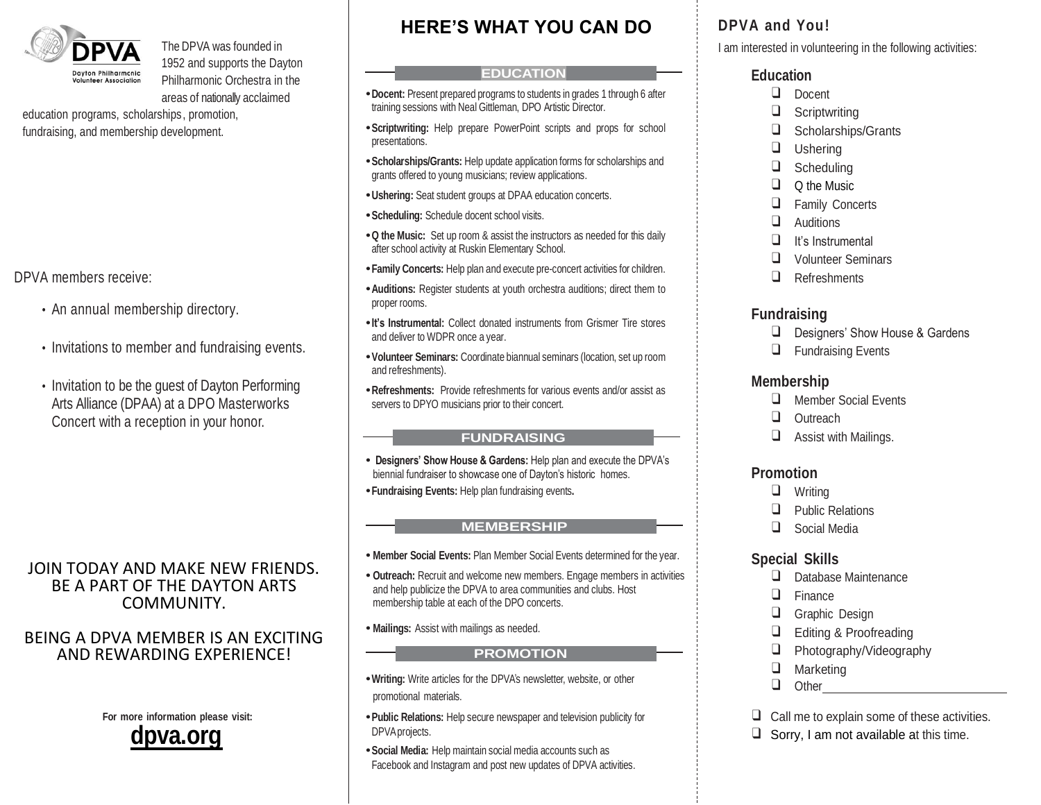DPVA Dayton Philharmonic Volunteer Association

The DPVA was founded in 1952 and supports the Dayton Philharmonic Orchestra in the areas of nationally acclaimed education programs, scholarships, promotion, fundraising, and membership development.

DPVA members receive:

- An annual membership directory.
- Invitations to member and fundraising events.
- Invitation to be the guest of Dayton Performing Arts Alliance (DPAA) at a DPO Masterworks Concert with a reception in your honor.

JOIN TODAY AND MAKE NEW FRIENDS. BE A PART OF THE DAYTON ARTS COMMUNITY.

BEING A DPVA MEMBER IS AN EXCITING AND REWARDING EXPERIENCE!

For more information please visit:

**dpva.org**

# HERE'S WHAT YOU CAN DO

## EDUCATION

- **Docent:** Present prepared programs to students in grades 1 through 6 after training sessions with Neal Gittleman, DPO Artistic Director.
- **Scriptwriting:** Help prepare PowerPoint scripts and props for school presentations.
- **Scholarships/Grants:** Help update application forms for scholarships and grants offered to young musicians; review applications.
- **Ushering:** Seat student groups at DPAA education concerts.
- **Scheduling:** Schedule docent school visits.
- **Q the Music:** Set up room & assist the instructors as needed for this daily after school activity at Ruskin Elementary School.
- **Family Concerts:** Help plan and execute pre-concert activities for children.
- **Auditions:** Register students at youth orchestra auditions; direct them to proper rooms.
- **It's Instrumental:** Collect donated instruments from Grismer Tire stores and deliver to WDPR once a year.
- **Volunteer Seminars:** Coordinate biannual seminars (location, set up room and refreshments).
- **Refreshments:** Provide refreshments for various events and/or assist as servers to DPYO musicians prior to their concert.

## FUNDRAISING

- **Designers' Show House & Gardens:** Help plan and execute the DPVA's biennial fundraiser to showcase one of Dayton's historic homes.
- **Fundraising Events:** Help plan fundraising events.

## MEMBERSHIP

- **Member Social Events:** Plan Member Social Events determined for the year.
- **Outreach:** Recruit and welcome new members. Engage members in activities and help publicize to the DPVA to area communities and clubs. Host membership table at each of the DPO concerts.
- **Mailings:** Assist with mailings as needed.

## PROMOTION

- **Writing:** Write articles for the DPVA's newsletter, website, or other promotional materials.
- **Public Relations:** Help secure newspaper and television publicity for DPVA projects.
- **Social Media:** Help maintain social media accounts such as Facebook and Instagram and post new updates of DPVA activities.

# DPVA and You!

I am interested in volunteering in the following activities:

### Education

- ☐ Docent
- ☐ Scriptwriting
- ☐ Scholarships/Grants
- ☐ Ushering
- ☐ Scheduling
- ☐ Q the Music
- ☐ Family Concerts
- ☐ Auditions
- ☐ It's Instrumental
- ☐ Volunteer Seminars
- ☐ Refreshments

### Fundraising

- ☐ Designers' Show House & Gardens
- ☐ Fundraising Events

### Membership

- ☐ Member Social Events
- ☐ Outreach
- ☐ Assist with Mailings.

### Promotion

- ☐ Writing
- ☐ Public Relations
- ☐ Social Media

### Special Skills

- ☐ Database Maintenance
- ☐ Finance
- ☐ Graphic Design
- ☐ Editing & Proofreading
- ☐ Photography/Videography
- ☐ Marketing
- ☐ Other ____________________

☐ Call me to explain some of these activities.

☐ Sorry, I am not available at this time.